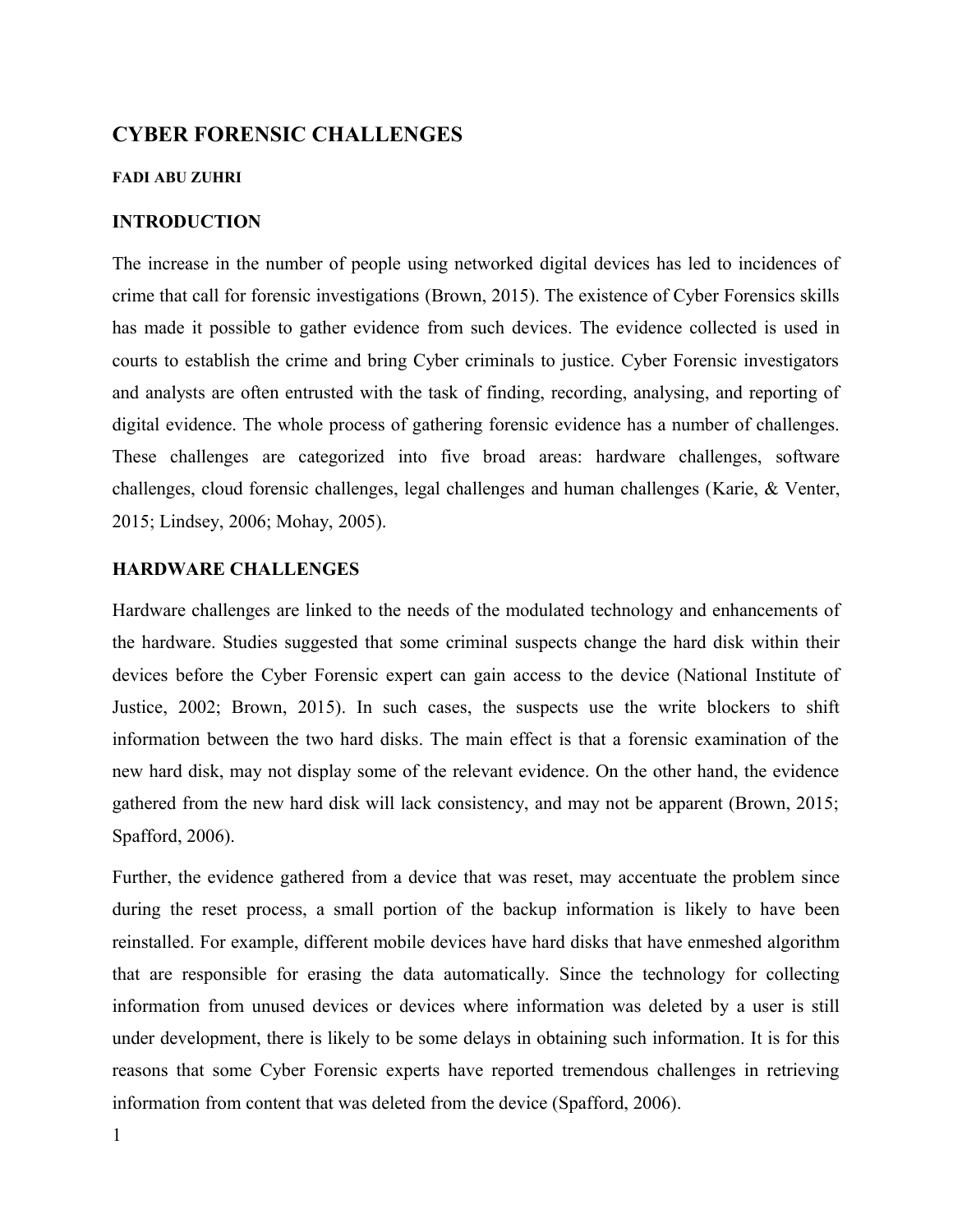# CYBER FORENSIC CHALLENGES

**FADI ABU ZUHRI**

## INTRODUCTION

The increase in the number of people using networked digital devices has led to incidences of crime that call for forensic investigations (Brown, 2015). The existence of Cyber Forensics skills has made it possible to gather evidence from such devices. The evidence collected is used in courts to establish the crime and bring Cyber criminals to justice. Cyber Forensic investigators and analysts are often entrusted with the task of finding, recording, analysing, and reporting of digital evidence. The whole process of gathering forensic evidence has a number of challenges. These challenges are categorized into five broad areas: hardware challenges, software challenges, cloud forensic challenges, legal challenges and human challenges (Karie, & Venter, 2015; Lindsey, 2006; Mohay, 2005).

## HARDWARE CHALLENGES

Hardware challenges are linked to the needs of the modulated technology and enhancements of the hardware. Studies suggested that some criminal suspects change the hard disk within their devices before the Cyber Forensic expert can gain access to the device (National Institute of Justice, 2002; Brown, 2015). In such cases, the suspects use the write blockers to shift information between the two hard disks. The main effect is that a forensic examination of the new hard disk, may not display some of the relevant evidence. On the other hand, the evidence gathered from the new hard disk will lack consistency, and may not be apparent (Brown, 2015; Spafford, 2006).

Further, the evidence gathered from a device that was reset, may accentuate the problem since during the reset process, a small portion of the backup information is likely to have been reinstalled. For example, different mobile devices have hard disks that have enmeshed algorithm that are responsible for erasing the data automatically. Since the technology for collecting information from unused devices or devices where information was deleted by a user is still under development, there is likely to be some delays in obtaining such information. It is for this reasons that some Cyber Forensic experts have reported tremendous challenges in retrieving information from content that was deleted from the device (Spafford, 2006).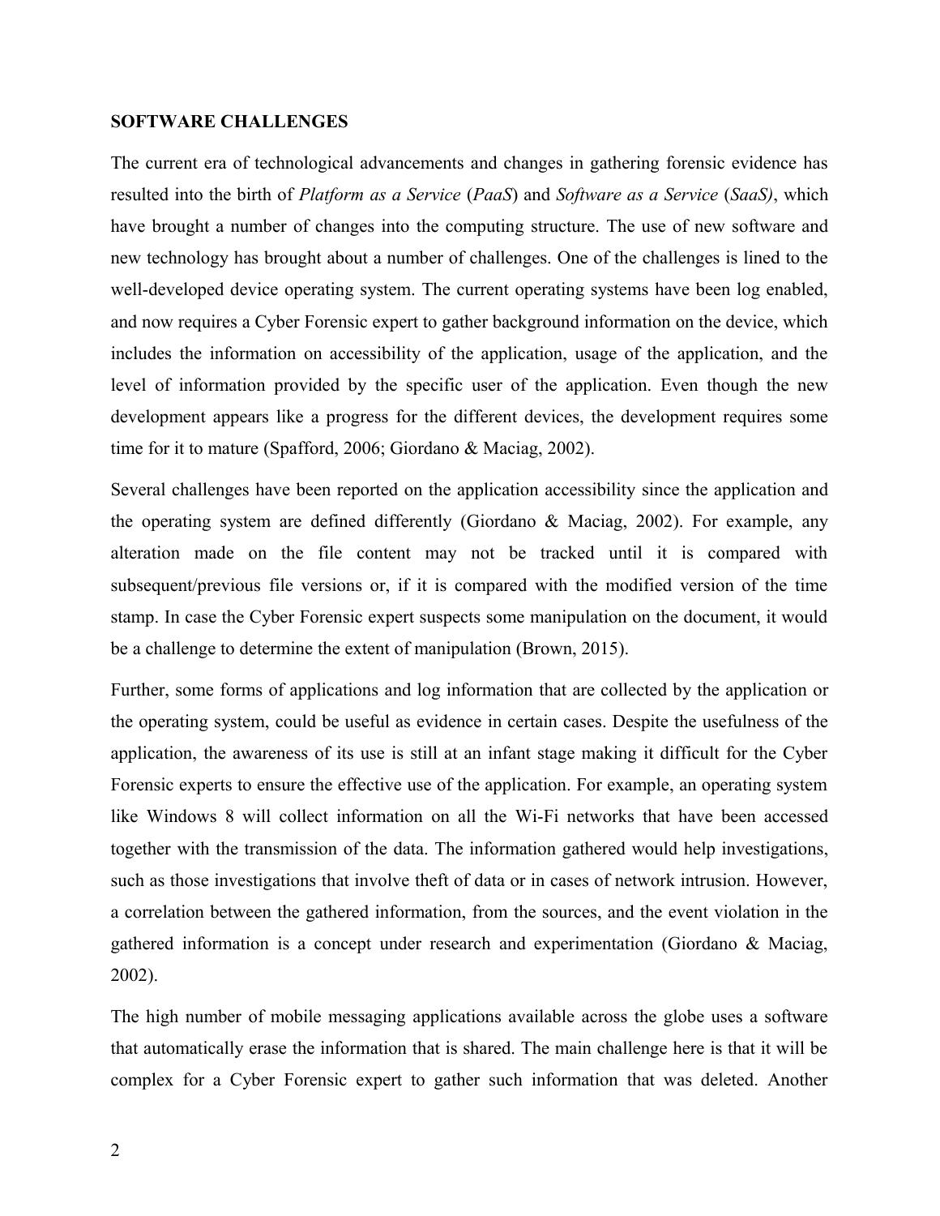## SOFTWARE CHALLENGES

The current era of technological advancements and changes in gathering forensic evidence has resulted into the birth of *Platform as a Service* (*PaaS*) and *Software as a Service* (*SaaS)*, which have brought a number of changes into the computing structure. The use of new software and new technology has brought about a number of challenges. One of the challenges is lined to the well-developed device operating system. The current operating systems have been log enabled, and now requires a Cyber Forensic expert to gather background information on the device, which includes the information on accessibility of the application, usage of the application, and the level of information provided by the specific user of the application. Even though the new development appears like a progress for the different devices, the development requires some time for it to mature (Spafford, 2006; Giordano & Maciag, 2002).

Several challenges have been reported on the application accessibility since the application and the operating system are defined differently (Giordano & Maciag, 2002). For example, any alteration made on the file content may not be tracked until it is compared with subsequent/previous file versions or, if it is compared with the modified version of the time stamp. In case the Cyber Forensic expert suspects some manipulation on the document, it would be a challenge to determine the extent of manipulation (Brown, 2015).

Further, some forms of applications and log information that are collected by the application or the operating system, could be useful as evidence in certain cases. Despite the usefulness of the application, the awareness of its use is still at an infant stage making it difficult for the Cyber Forensic experts to ensure the effective use of the application. For example, an operating system like Windows 8 will collect information on all the Wi-Fi networks that have been accessed together with the transmission of the data. The information gathered would help investigations, such as those investigations that involve theft of data or in cases of network intrusion. However, a correlation between the gathered information, from the sources, and the event violation in the gathered information is a concept under research and experimentation (Giordano & Maciag, 2002).

The high number of mobile messaging applications available across the globe uses a software that automatically erase the information that is shared. The main challenge here is that it will be complex for a Cyber Forensic expert to gather such information that was deleted. Another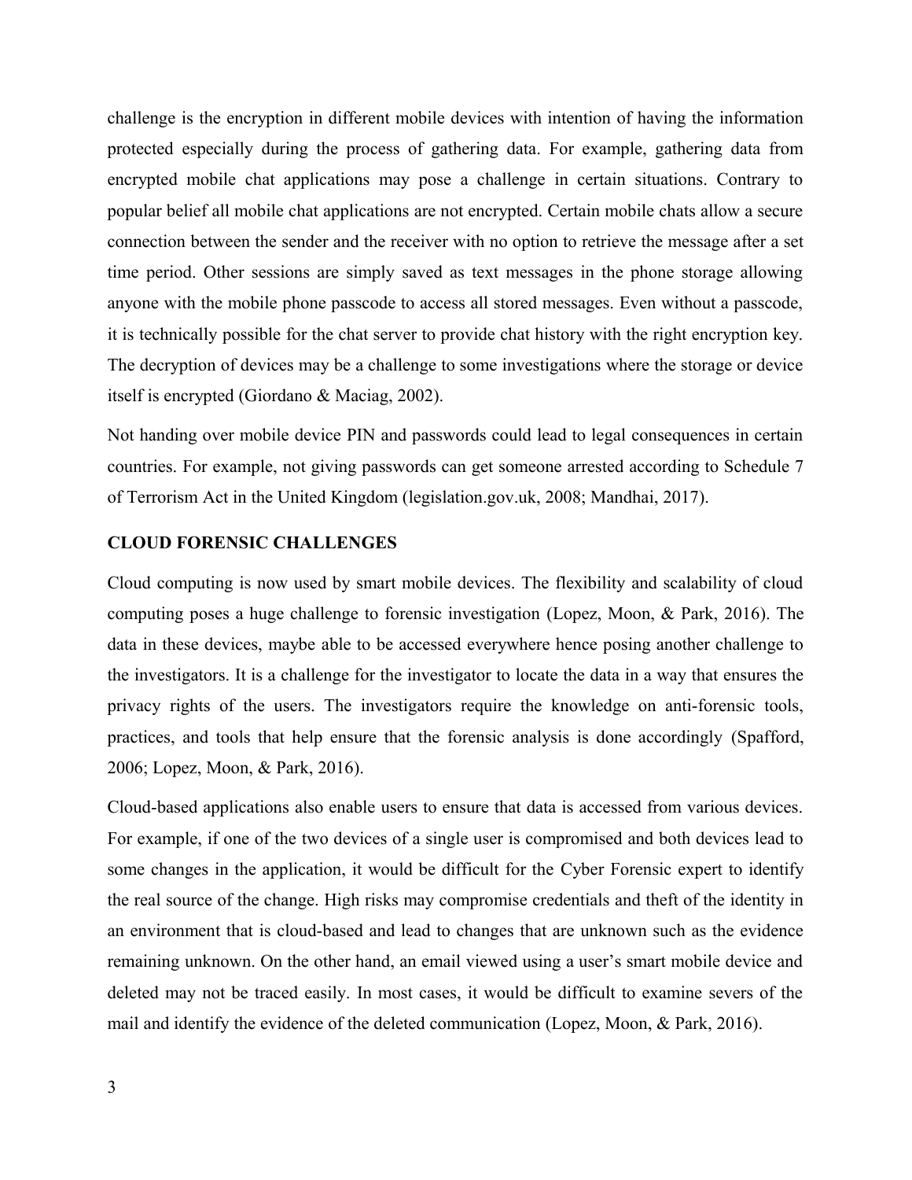challenge is the encryption in different mobile devices with intention of having the information protected especially during the process of gathering data. For example, gathering data from encrypted mobile chat applications may pose a challenge in certain situations. Contrary to popular belief all mobile chat applications are not encrypted. Certain mobile chats allow a secure connection between the sender and the receiver with no option to retrieve the message after a set time period. Other sessions are simply saved as text messages in the phone storage allowing anyone with the mobile phone passcode to access all stored messages. Even without a passcode, it is technically possible for the chat server to provide chat history with the right encryption key. The decryption of devices may be a challenge to some investigations where the storage or device itself is encrypted (Giordano & Maciag, 2002).

Not handing over mobile device PIN and passwords could lead to legal consequences in certain countries. For example, not giving passwords can get someone arrested according to Schedule 7 of Terrorism Act in the United Kingdom (legislation.gov.uk, 2008; Mandhai, 2017).

## CLOUD FORENSIC CHALLENGES

Cloud computing is now used by smart mobile devices. The flexibility and scalability of cloud computing poses a huge challenge to forensic investigation (Lopez, Moon, & Park, 2016). The data in these devices, maybe able to be accessed everywhere hence posing another challenge to the investigators. It is a challenge for the investigator to locate the data in a way that ensures the privacy rights of the users. The investigators require the knowledge on anti-forensic tools, practices, and tools that help ensure that the forensic analysis is done accordingly (Spafford, 2006; Lopez, Moon, & Park, 2016).

Cloud-based applications also enable users to ensure that data is accessed from various devices. For example, if one of the two devices of a single user is compromised and both devices lead to some changes in the application, it would be difficult for the Cyber Forensic expert to identify the real source of the change. High risks may compromise credentials and theft of the identity in an environment that is cloud-based and lead to changes that are unknown such as the evidence remaining unknown. On the other hand, an email viewed using a user's smart mobile device and deleted may not be traced easily. In most cases, it would be difficult to examine severs of the mail and identify the evidence of the deleted communication (Lopez, Moon, & Park, 2016).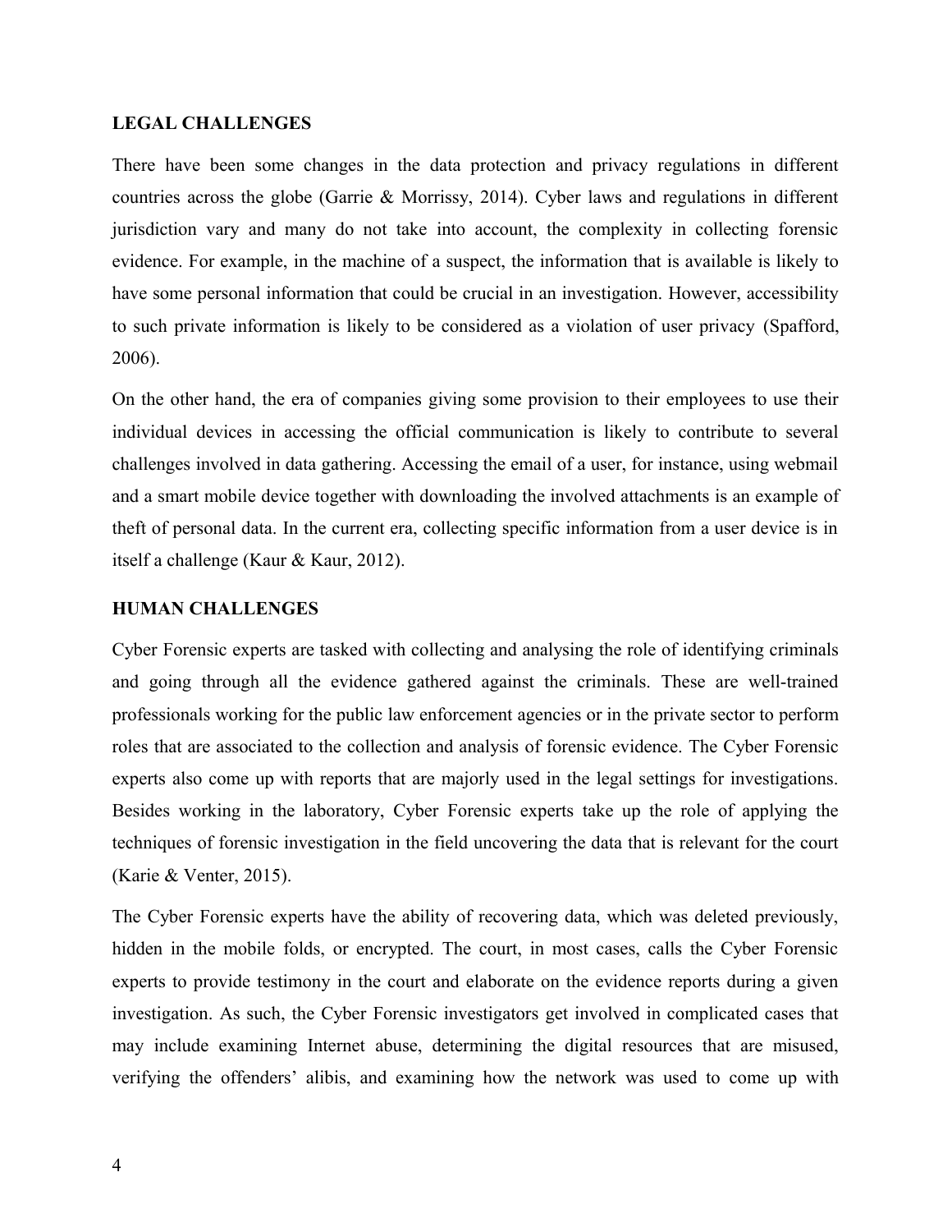## LEGAL CHALLENGES

There have been some changes in the data protection and privacy regulations in different countries across the globe (Garrie & Morrissy, 2014). Cyber laws and regulations in different jurisdiction vary and many do not take into account, the complexity in collecting forensic evidence. For example, in the machine of a suspect, the information that is available is likely to have some personal information that could be crucial in an investigation. However, accessibility to such private information is likely to be considered as a violation of user privacy (Spafford, 2006).

On the other hand, the era of companies giving some provision to their employees to use their individual devices in accessing the official communication is likely to contribute to several challenges involved in data gathering. Accessing the email of a user, for instance, using webmail and a smart mobile device together with downloading the involved attachments is an example of theft of personal data. In the current era, collecting specific information from a user device is in itself a challenge (Kaur & Kaur, 2012).

## HUMAN CHALLENGES

Cyber Forensic experts are tasked with collecting and analysing the role of identifying criminals and going through all the evidence gathered against the criminals. These are well-trained professionals working for the public law enforcement agencies or in the private sector to perform roles that are associated to the collection and analysis of forensic evidence. The Cyber Forensic experts also come up with reports that are majorly used in the legal settings for investigations. Besides working in the laboratory, Cyber Forensic experts take up the role of applying the techniques of forensic investigation in the field uncovering the data that is relevant for the court (Karie & Venter, 2015).

The Cyber Forensic experts have the ability of recovering data, which was deleted previously, hidden in the mobile folds, or encrypted. The court, in most cases, calls the Cyber Forensic experts to provide testimony in the court and elaborate on the evidence reports during a given investigation. As such, the Cyber Forensic investigators get involved in complicated cases that may include examining Internet abuse, determining the digital resources that are misused, verifying the offenders' alibis, and examining how the network was used to come up with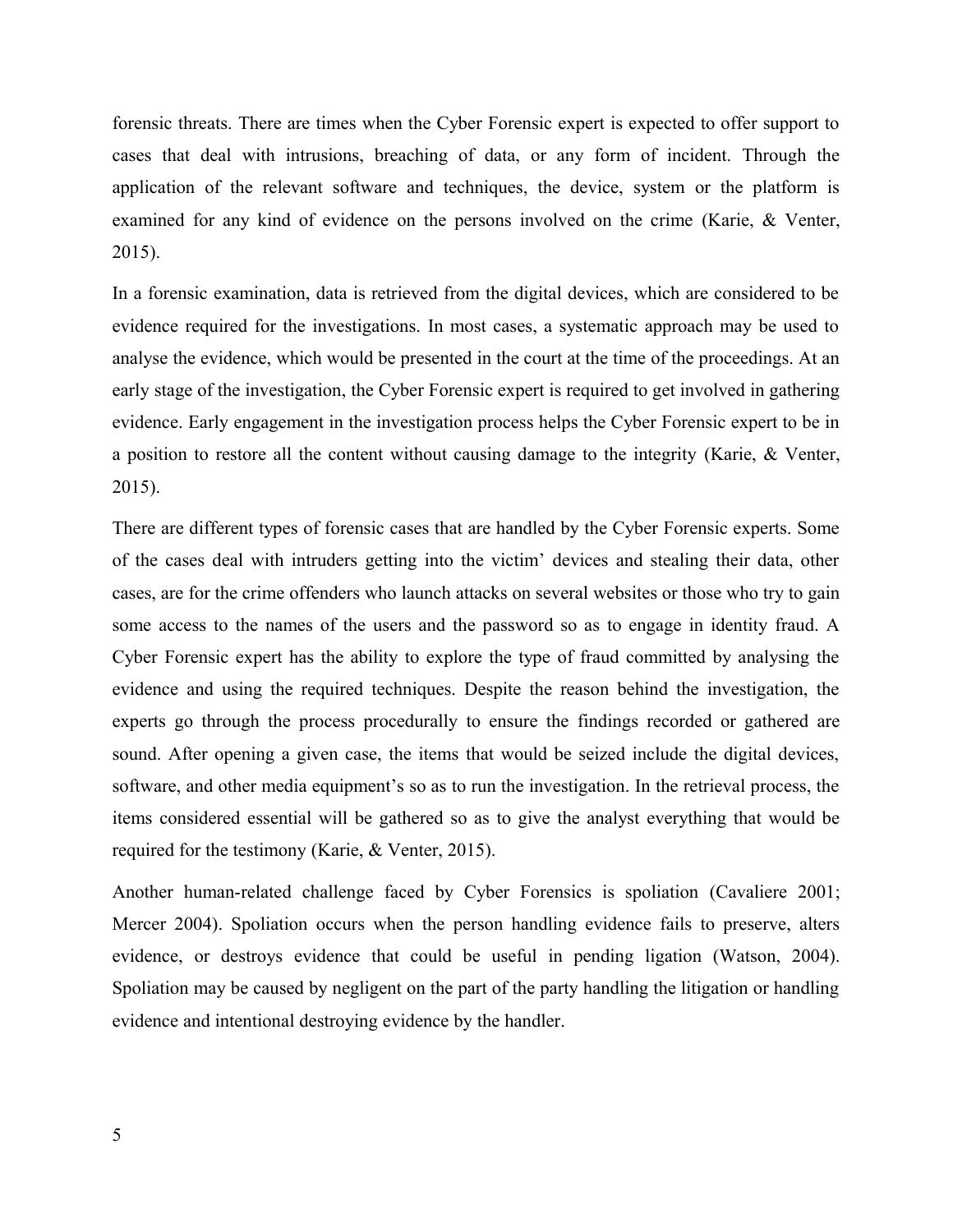forensic threats. There are times when the Cyber Forensic expert is expected to offer support to cases that deal with intrusions, breaching of data, or any form of incident. Through the application of the relevant software and techniques, the device, system or the platform is examined for any kind of evidence on the persons involved on the crime (Karie, & Venter, 2015).

In a forensic examination, data is retrieved from the digital devices, which are considered to be evidence required for the investigations. In most cases, a systematic approach may be used to analyse the evidence, which would be presented in the court at the time of the proceedings. At an early stage of the investigation, the Cyber Forensic expert is required to get involved in gathering evidence. Early engagement in the investigation process helps the Cyber Forensic expert to be in a position to restore all the content without causing damage to the integrity (Karie, & Venter, 2015).

There are different types of forensic cases that are handled by the Cyber Forensic experts. Some of the cases deal with intruders getting into the victim' devices and stealing their data, other cases, are for the crime offenders who launch attacks on several websites or those who try to gain some access to the names of the users and the password so as to engage in identity fraud. A Cyber Forensic expert has the ability to explore the type of fraud committed by analysing the evidence and using the required techniques. Despite the reason behind the investigation, the experts go through the process procedurally to ensure the findings recorded or gathered are sound. After opening a given case, the items that would be seized include the digital devices, software, and other media equipment's so as to run the investigation. In the retrieval process, the items considered essential will be gathered so as to give the analyst everything that would be required for the testimony (Karie, & Venter, 2015).

Another human-related challenge faced by Cyber Forensics is spoliation (Cavaliere 2001; Mercer 2004). Spoliation occurs when the person handling evidence fails to preserve, alters evidence, or destroys evidence that could be useful in pending ligation (Watson, 2004). Spoliation may be caused by negligent on the part of the party handling the litigation or handling evidence and intentional destroying evidence by the handler.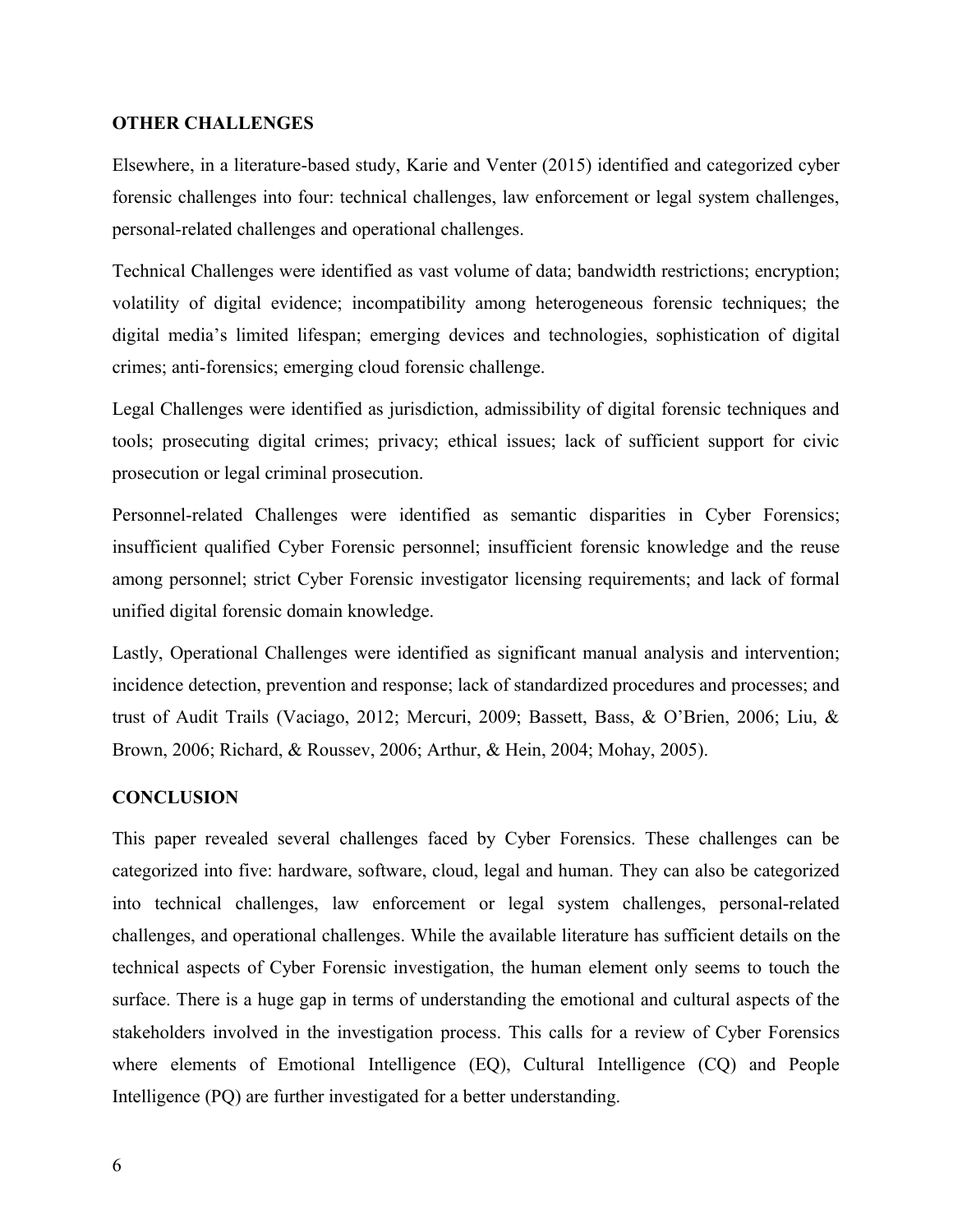## OTHER CHALLENGES

Elsewhere, in a literature-based study, Karie and Venter (2015) identified and categorized cyber forensic challenges into four: technical challenges, law enforcement or legal system challenges, personal-related challenges and operational challenges.

Technical Challenges were identified as vast volume of data; bandwidth restrictions; encryption; volatility of digital evidence; incompatibility among heterogeneous forensic techniques; the digital media's limited lifespan; emerging devices and technologies, sophistication of digital crimes; anti-forensics; emerging cloud forensic challenge.

Legal Challenges were identified as jurisdiction, admissibility of digital forensic techniques and tools; prosecuting digital crimes; privacy; ethical issues; lack of sufficient support for civic prosecution or legal criminal prosecution.

Personnel-related Challenges were identified as semantic disparities in Cyber Forensics; insufficient qualified Cyber Forensic personnel; insufficient forensic knowledge and the reuse among personnel; strict Cyber Forensic investigator licensing requirements; and lack of formal unified digital forensic domain knowledge.

Lastly, Operational Challenges were identified as significant manual analysis and intervention; incidence detection, prevention and response; lack of standardized procedures and processes; and trust of Audit Trails (Vaciago, 2012; Mercuri, 2009; Bassett, Bass, & O'Brien, 2006; Liu, & Brown, 2006; Richard, & Roussev, 2006; Arthur, & Hein, 2004; Mohay, 2005).

## CONCLUSION

This paper revealed several challenges faced by Cyber Forensics. These challenges can be categorized into five: hardware, software, cloud, legal and human. They can also be categorized into technical challenges, law enforcement or legal system challenges, personal-related challenges, and operational challenges. While the available literature has sufficient details on the technical aspects of Cyber Forensic investigation, the human element only seems to touch the surface. There is a huge gap in terms of understanding the emotional and cultural aspects of the stakeholders involved in the investigation process. This calls for a review of Cyber Forensics where elements of Emotional Intelligence (EQ), Cultural Intelligence (CQ) and People Intelligence (PQ) are further investigated for a better understanding.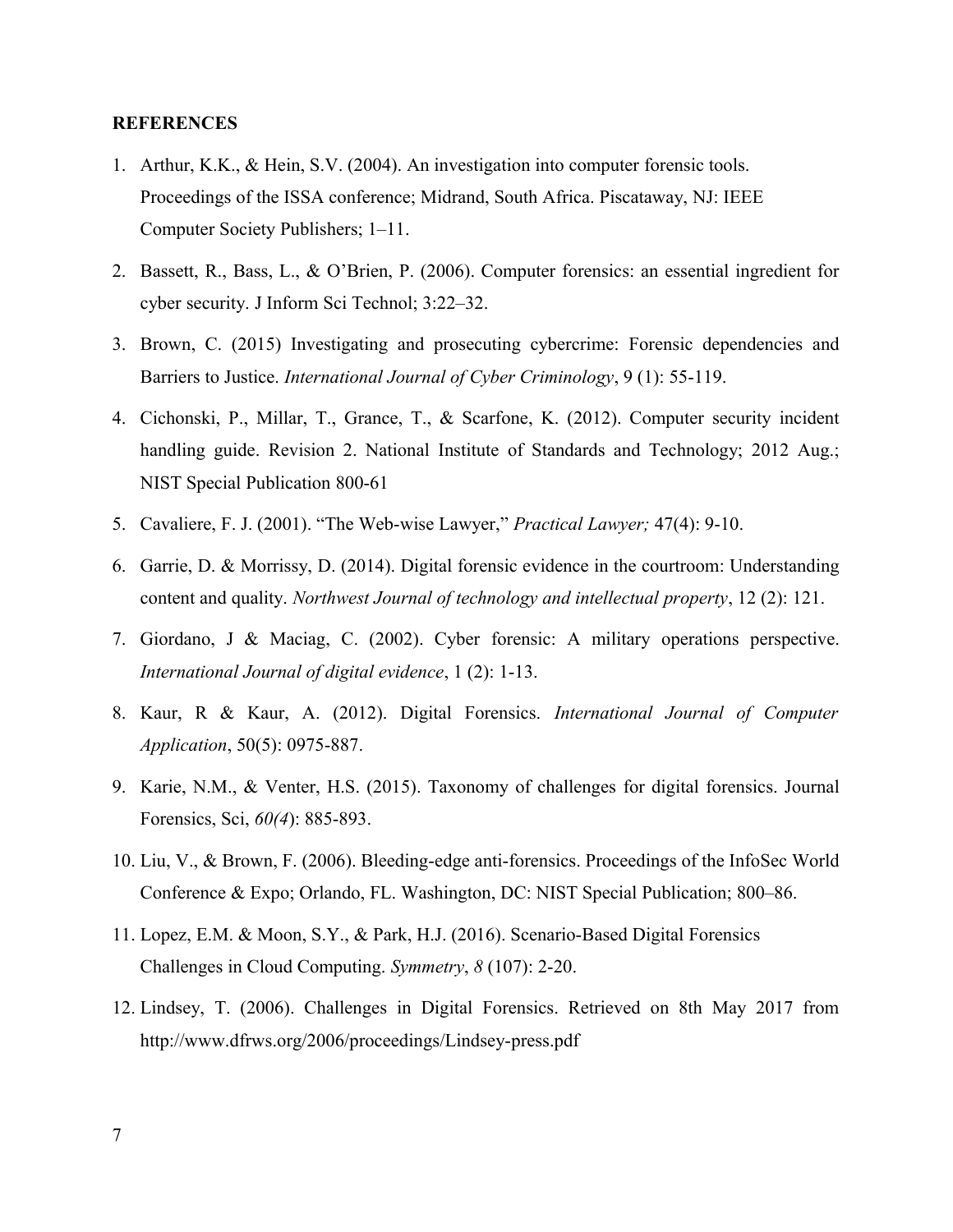**REFERENCES**

1. Arthur, K.K., & Hein, S.V. (2004). An investigation into computer forensic tools. Proceedings of the ISSA conference; Midrand, South Africa. Piscataway, NJ: IEEE Computer Society Publishers; 1–11.
2. Bassett, R., Bass, L., & O'Brien, P. (2006). Computer forensics: an essential ingredient for cyber security. J Inform Sci Technol; 3:22–32.
3. Brown, C. (2015) Investigating and prosecuting cybercrime: Forensic dependencies and Barriers to Justice. *International Journal of Cyber Criminology*, 9 (1): 55-119.
4. Cichonski, P., Millar, T., Grance, T., & Scarfone, K. (2012). Computer security incident handling guide. Revision 2. National Institute of Standards and Technology; 2012 Aug.; NIST Special Publication 800-61
5. Cavaliere, F. J. (2001). "The Web-wise Lawyer," *Practical Lawyer;* 47(4): 9-10.
6. Garrie, D. & Morrissy, D. (2014). Digital forensic evidence in the courtroom: Understanding content and quality. *Northwest Journal of technology and intellectual property*, 12 (2): 121.
7. Giordano, J & Maciag, C. (2002). Cyber forensic: A military operations perspective. *International Journal of digital evidence*, 1 (2): 1-13.
8. Kaur, R & Kaur, A. (2012). Digital Forensics. *International Journal of Computer Application*, 50(5): 0975-887.
9. Karie, N.M., & Venter, H.S. (2015). Taxonomy of challenges for digital forensics. Journal Forensics, Sci, *60(4*): 885-893.
10. Liu, V., & Brown, F. (2006). Bleeding-edge anti-forensics. Proceedings of the InfoSec World Conference & Expo; Orlando, FL. Washington, DC: NIST Special Publication; 800–86.
11. Lopez, E.M. & Moon, S.Y., & Park, H.J. (2016). Scenario-Based Digital Forensics Challenges in Cloud Computing. *Symmetry*, *8* (107): 2-20.
12. Lindsey, T. (2006). Challenges in Digital Forensics. Retrieved on 8th May 2017 from http://www.dfrws.org/2006/proceedings/Lindsey-press.pdf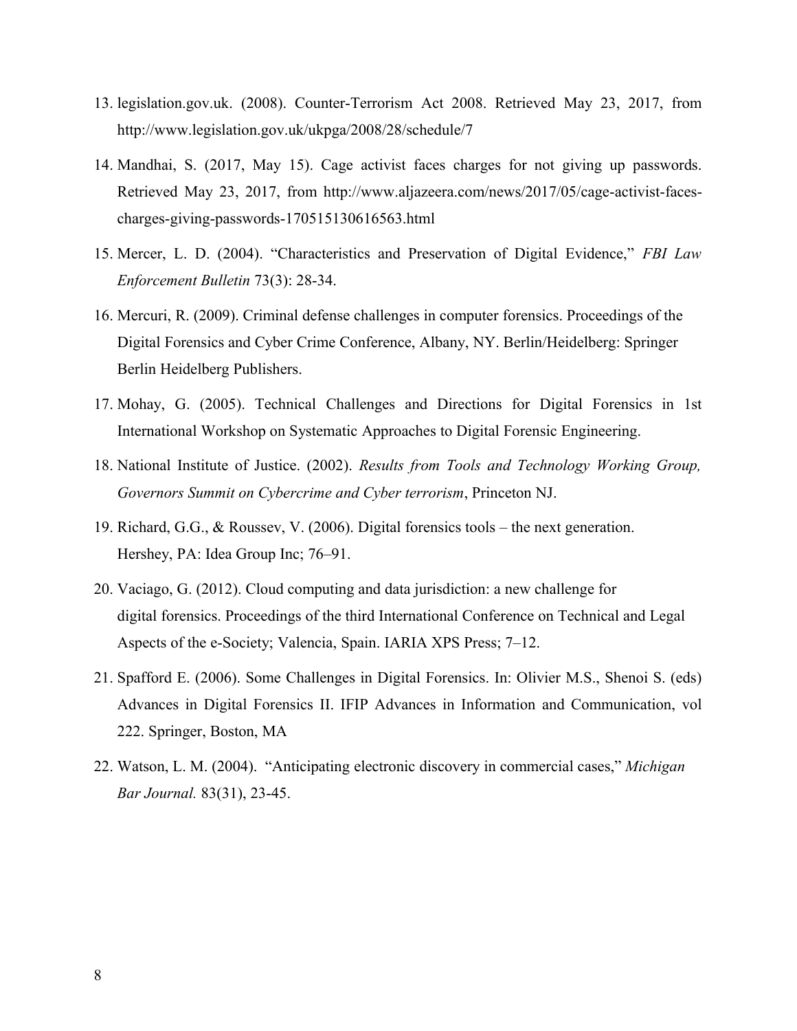13. legislation.gov.uk. (2008). Counter-Terrorism Act 2008. Retrieved May 23, 2017, from http://www.legislation.gov.uk/ukpga/2008/28/schedule/7
14. Mandhai, S. (2017, May 15). Cage activist faces charges for not giving up passwords. Retrieved May 23, 2017, from http://www.aljazeera.com/news/2017/05/cage-activist-faces-charges-giving-passwords-170515130616563.html
15. Mercer, L. D. (2004). "Characteristics and Preservation of Digital Evidence," *FBI Law Enforcement Bulletin* 73(3): 28-34.
16. Mercuri, R. (2009). Criminal defense challenges in computer forensics. Proceedings of the Digital Forensics and Cyber Crime Conference, Albany, NY. Berlin/Heidelberg: Springer Berlin Heidelberg Publishers.
17. Mohay, G. (2005). Technical Challenges and Directions for Digital Forensics in 1st International Workshop on Systematic Approaches to Digital Forensic Engineering.
18. National Institute of Justice. (2002). *Results from Tools and Technology Working Group, Governors Summit on Cybercrime and Cyber terrorism*, Princeton NJ.
19. Richard, G.G., & Roussev, V. (2006). Digital forensics tools – the next generation. Hershey, PA: Idea Group Inc; 76–91.
20. Vaciago, G. (2012). Cloud computing and data jurisdiction: a new challenge for digital forensics. Proceedings of the third International Conference on Technical and Legal Aspects of the e-Society; Valencia, Spain. IARIA XPS Press; 7–12.
21. Spafford E. (2006). Some Challenges in Digital Forensics. In: Olivier M.S., Shenoi S. (eds) Advances in Digital Forensics II. IFIP Advances in Information and Communication, vol 222. Springer, Boston, MA
22. Watson, L. M. (2004). "Anticipating electronic discovery in commercial cases," *Michigan Bar Journal.* 83(31), 23-45.